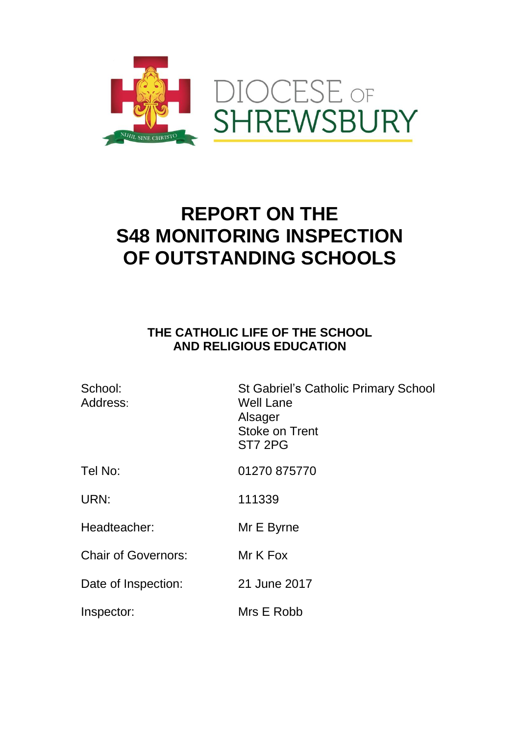DIOCESE OF SHREWSBURY

NIHIL SINE CHRISTO

# REPORT ON THE S48 MONITORING INSPECTION OF OUTSTANDING SCHOOLS

## THE CATHOLIC LIFE OF THE SCHOOL AND RELIGIOUS EDUCATION

| | |
|---|---|
| School: | St Gabriel's Catholic Primary School |
| Address: | Well Lane<br>Alsager<br>Stoke on Trent<br>ST7 2PG |
| Tel No: | 01270 875770 |
| URN: | 111339 |
| Headteacher: | Mr E Byrne |
| Chair of Governors: | Mr K Fox |
| Date of Inspection: | 21 June 2017 |
| Inspector: | Mrs E Robb |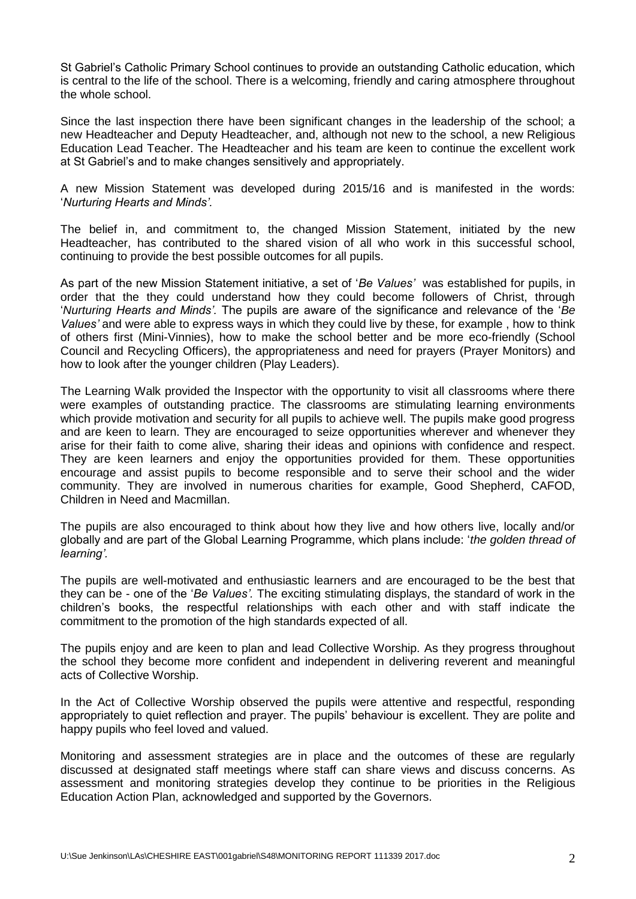St Gabriel's Catholic Primary School continues to provide an outstanding Catholic education, which is central to the life of the school. There is a welcoming, friendly and caring atmosphere throughout the whole school.

Since the last inspection there have been significant changes in the leadership of the school; a new Headteacher and Deputy Headteacher, and, although not new to the school, a new Religious Education Lead Teacher. The Headteacher and his team are keen to continue the excellent work at St Gabriel's and to make changes sensitively and appropriately.

A new Mission Statement was developed during 2015/16 and is manifested in the words: '*Nurturing Hearts and Minds'.*

The belief in, and commitment to, the changed Mission Statement, initiated by the new Headteacher, has contributed to the shared vision of all who work in this successful school, continuing to provide the best possible outcomes for all pupils.

As part of the new Mission Statement initiative, a set of '*Be Values'* was established for pupils, in order that the they could understand how they could become followers of Christ, through '*Nurturing Hearts and Minds'.* The pupils are aware of the significance and relevance of the '*Be Values'* and were able to express ways in which they could live by these, for example , how to think of others first (Mini-Vinnies), how to make the school better and be more eco-friendly (School Council and Recycling Officers), the appropriateness and need for prayers (Prayer Monitors) and how to look after the younger children (Play Leaders).

The Learning Walk provided the Inspector with the opportunity to visit all classrooms where there were examples of outstanding practice. The classrooms are stimulating learning environments which provide motivation and security for all pupils to achieve well. The pupils make good progress and are keen to learn. They are encouraged to seize opportunities wherever and whenever they arise for their faith to come alive, sharing their ideas and opinions with confidence and respect. They are keen learners and enjoy the opportunities provided for them. These opportunities encourage and assist pupils to become responsible and to serve their school and the wider community. They are involved in numerous charities for example, Good Shepherd, CAFOD, Children in Need and Macmillan.

The pupils are also encouraged to think about how they live and how others live, locally and/or globally and are part of the Global Learning Programme, which plans include: '*the golden thread of learning'.*

The pupils are well-motivated and enthusiastic learners and are encouraged to be the best that they can be - one of the '*Be Values'.* The exciting stimulating displays, the standard of work in the children's books, the respectful relationships with each other and with staff indicate the commitment to the promotion of the high standards expected of all.

The pupils enjoy and are keen to plan and lead Collective Worship. As they progress throughout the school they become more confident and independent in delivering reverent and meaningful acts of Collective Worship.

In the Act of Collective Worship observed the pupils were attentive and respectful, responding appropriately to quiet reflection and prayer. The pupils' behaviour is excellent. They are polite and happy pupils who feel loved and valued.

Monitoring and assessment strategies are in place and the outcomes of these are regularly discussed at designated staff meetings where staff can share views and discuss concerns. As assessment and monitoring strategies develop they continue to be priorities in the Religious Education Action Plan, acknowledged and supported by the Governors.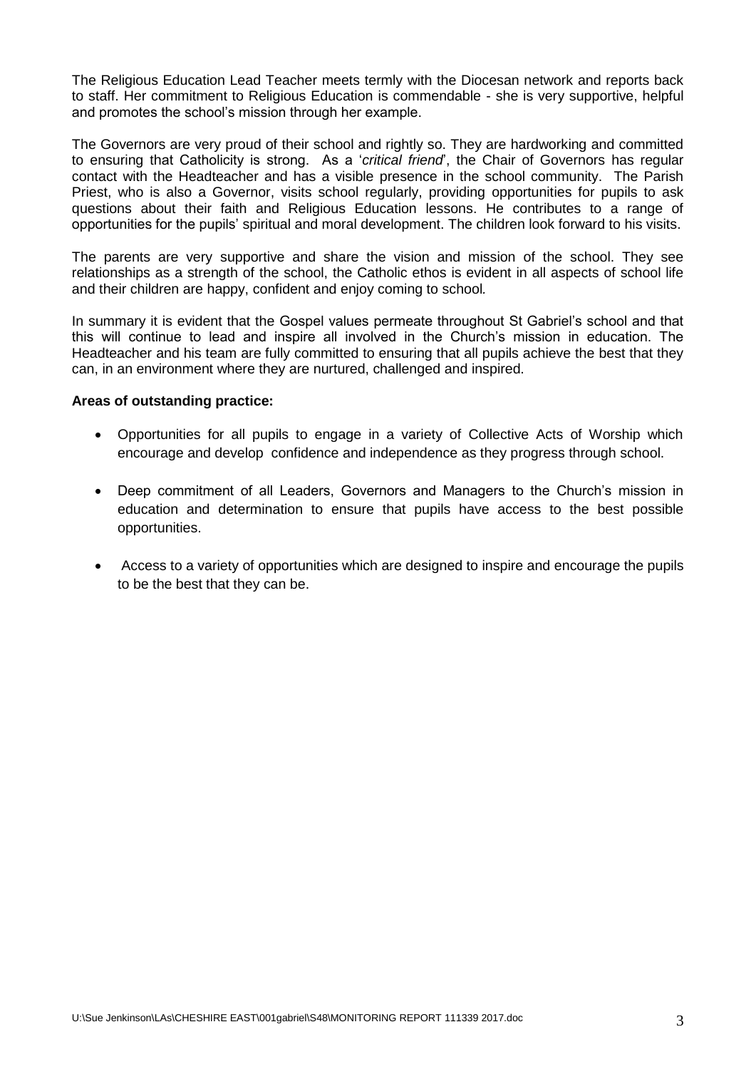The Religious Education Lead Teacher meets termly with the Diocesan network and reports back to staff. Her commitment to Religious Education is commendable - she is very supportive, helpful and promotes the school's mission through her example.

The Governors are very proud of their school and rightly so. They are hardworking and committed to ensuring that Catholicity is strong. As a '*critical friend*', the Chair of Governors has regular contact with the Headteacher and has a visible presence in the school community. The Parish Priest, who is also a Governor, visits school regularly, providing opportunities for pupils to ask questions about their faith and Religious Education lessons. He contributes to a range of opportunities for the pupils' spiritual and moral development. The children look forward to his visits.

The parents are very supportive and share the vision and mission of the school. They see relationships as a strength of the school, the Catholic ethos is evident in all aspects of school life and their children are happy, confident and enjoy coming to school.

In summary it is evident that the Gospel values permeate throughout St Gabriel's school and that this will continue to lead and inspire all involved in the Church's mission in education. The Headteacher and his team are fully committed to ensuring that all pupils achieve the best that they can, in an environment where they are nurtured, challenged and inspired.

**Areas of outstanding practice:**

- Opportunities for all pupils to engage in a variety of Collective Acts of Worship which encourage and develop confidence and independence as they progress through school.
- Deep commitment of all Leaders, Governors and Managers to the Church's mission in education and determination to ensure that pupils have access to the best possible opportunities.
- Access to a variety of opportunities which are designed to inspire and encourage the pupils to be the best that they can be.